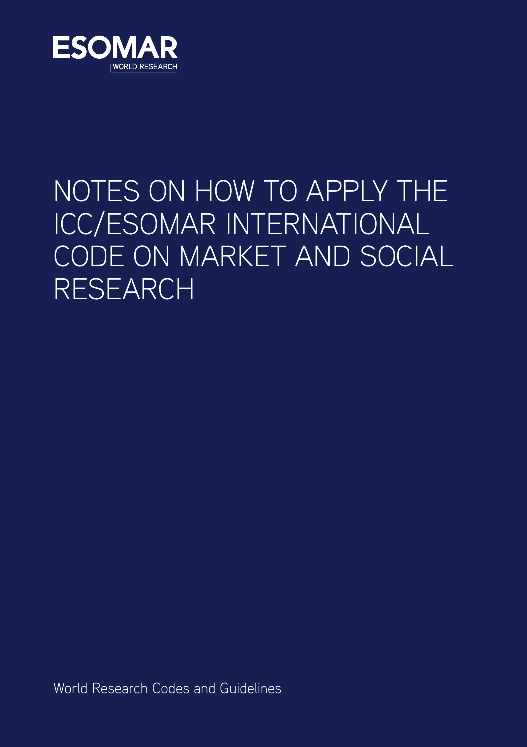ESOMAR

WORLD RESEARCH

# NOTES ON HOW TO APPLY THE ICC/ESOMAR INTERNATIONAL CODE ON MARKET AND SOCIAL RESEARCH

World Research Codes and Guidelines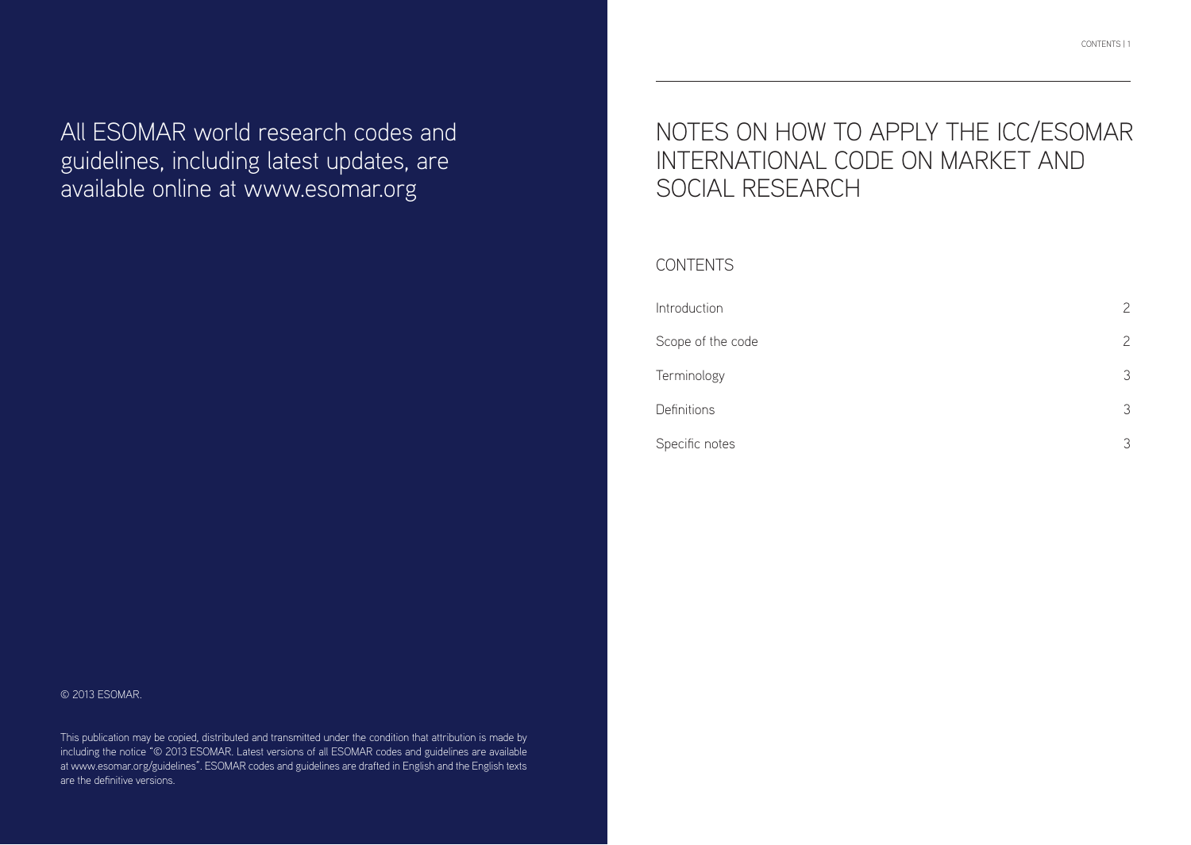All ESOMAR world research codes and guidelines, including latest updates, are available online at www.esomar.org

© 2013 ESOMAR.

This publication may be copied, distributed and transmitted under the condition that attribution is made by including the notice "© 2013 ESOMAR. Latest versions of all ESOMAR codes and guidelines are available at www.esomar.org/guidelines". ESOMAR codes and guidelines are drafted in English and the English texts are the definitive versions.

# NOTES ON HOW TO APPLY THE ICC/ESOMAR INTERNATIONAL CODE ON MARKET AND SOCIAL RESEARCH

## CONTENTS

| | |
|---|---|
| Introduction | 2 |
| Scope of the code | 2 |
| Terminology | 3 |
| Definitions | 3 |
| Specific notes | 3 |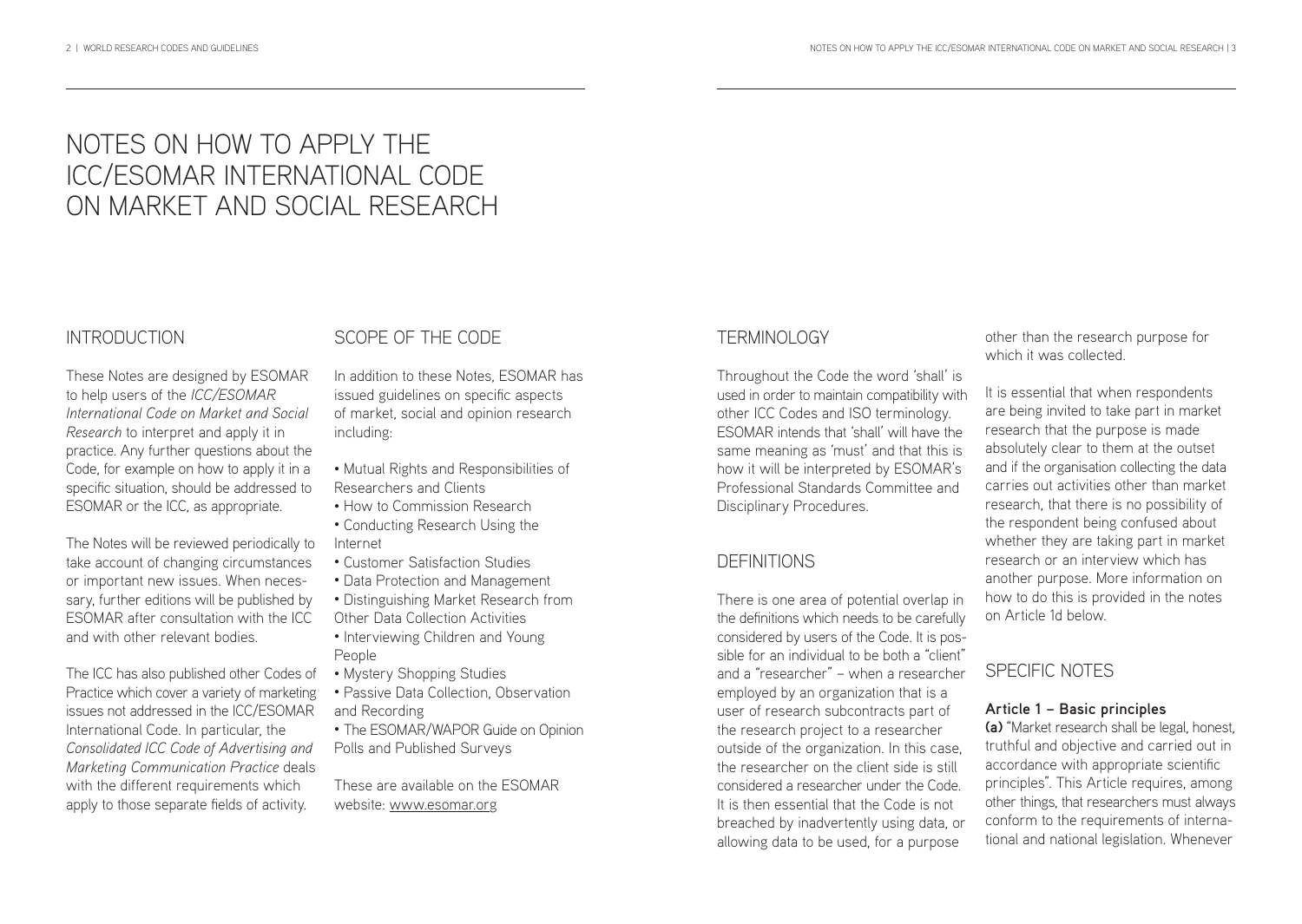# NOTES ON HOW TO APPLY THE ICC/ESOMAR INTERNATIONAL CODE ON MARKET AND SOCIAL RESEARCH

## INTRODUCTION

These Notes are designed by ESOMAR to help users of the *ICC/ESOMAR International Code on Market and Social Research* to interpret and apply it in practice. Any further questions about the Code, for example on how to apply it in a specific situation, should be addressed to ESOMAR or the ICC, as appropriate.

The Notes will be reviewed periodically to take account of changing circumstances or important new issues. When necessary, further editions will be published by ESOMAR after consultation with the ICC and with other relevant bodies.

The ICC has also published other Codes of Practice which cover a variety of marketing issues not addressed in the ICC/ESOMAR International Code. In particular, the *Consolidated ICC Code of Advertising and Marketing Communication Practice* deals with the different requirements which apply to those separate fields of activity.

## SCOPE OF THE CODE

In addition to these Notes, ESOMAR has issued guidelines on specific aspects of market, social and opinion research including:

- Mutual Rights and Responsibilities of Researchers and Clients
- How to Commission Research
- Conducting Research Using the Internet
- Customer Satisfaction Studies
- Data Protection and Management
- Distinguishing Market Research from Other Data Collection Activities
- Interviewing Children and Young People
- Mystery Shopping Studies
- Passive Data Collection, Observation and Recording
- The ESOMAR/WAPOR Guide on Opinion Polls and Published Surveys

These are available on the ESOMAR website: www.esomar.org

## TERMINOLOGY

Throughout the Code the word 'shall' is used in order to maintain compatibility with other ICC Codes and ISO terminology. ESOMAR intends that 'shall' will have the same meaning as 'must' and that this is how it will be interpreted by ESOMAR's Professional Standards Committee and Disciplinary Procedures.

## DEFINITIONS

There is one area of potential overlap in the definitions which needs to be carefully considered by users of the Code. It is possible for an individual to be both a "client" and a "researcher" – when a researcher employed by an organization that is a user of research subcontracts part of the research project to a researcher outside of the organization. In this case, the researcher on the client side is still considered a researcher under the Code. It is then essential that the Code is not breached by inadvertently using data, or allowing data to be used, for a purpose other than the research purpose for which it was collected.

It is essential that when respondents are being invited to take part in market research that the purpose is made absolutely clear to them at the outset and if the organisation collecting the data carries out activities other than market research, that there is no possibility of the respondent being confused about whether they are taking part in market research or an interview which has another purpose. More information on how to do this is provided in the notes on Article 1d below.

## SPECIFIC NOTES

### Article 1 – Basic principles

**(a)** "Market research shall be legal, honest, truthful and objective and carried out in accordance with appropriate scientific principles". This Article requires, among other things, that researchers must always conform to the requirements of international and national legislation. Whenever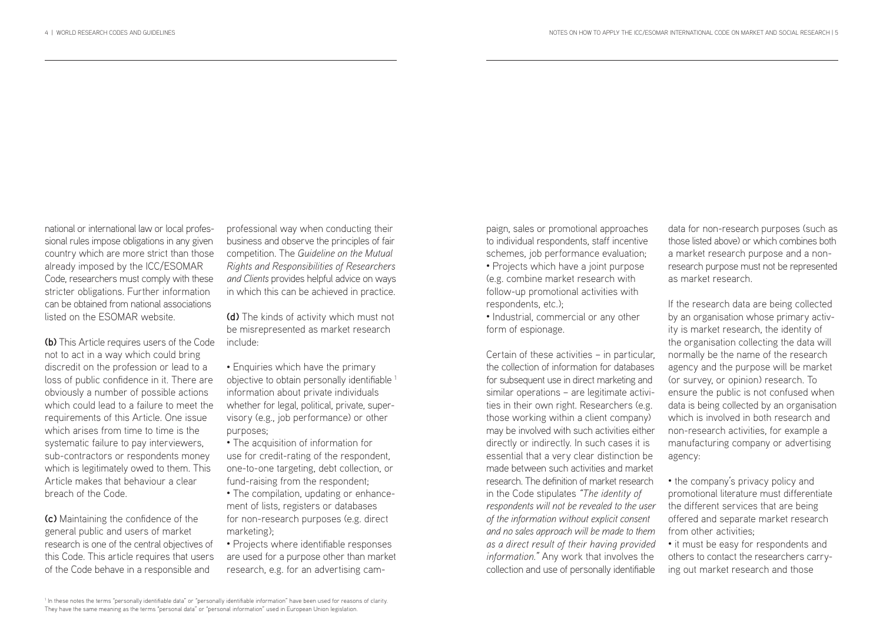national or international law or local professional rules impose obligations in any given country which are more strict than those already imposed by the ICC/ESOMAR Code, researchers must comply with these stricter obligations. Further information can be obtained from national associations listed on the ESOMAR website.

**(b)** This Article requires users of the Code not to act in a way which could bring discredit on the profession or lead to a loss of public confidence in it. There are obviously a number of possible actions which could lead to a failure to meet the requirements of this Article. One issue which arises from time to time is the systematic failure to pay interviewers, sub-contractors or respondents money which is legitimately owed to them. This Article makes that behaviour a clear breach of the Code.

**(c)** Maintaining the confidence of the general public and users of market research is one of the central objectives of this Code. This article requires that users of the Code behave in a responsible and professional way when conducting their business and observe the principles of fair competition. The *Guideline on the Mutual Rights and Responsibilities of Researchers and Clients* provides helpful advice on ways in which this can be achieved in practice.

**(d)** The kinds of activity which must not be misrepresented as market research include:

- Enquiries which have the primary objective to obtain personally identifiable [1] information about private individuals whether for legal, political, private, supervisory (e.g., job performance) or other purposes;
- The acquisition of information for use for credit-rating of the respondent, one-to-one targeting, debt collection, or fund-raising from the respondent;
- The compilation, updating or enhancement of lists, registers or databases for non-research purposes (e.g. direct marketing);
- Projects where identifiable responses are used for a purpose other than market research, e.g. for an advertising campaign, sales or promotional approaches to individual respondents, staff incentive schemes, job performance evaluation;
- Projects which have a joint purpose (e.g. combine market research with follow-up promotional activities with respondents, etc.);
- Industrial, commercial or any other form of espionage.

Certain of these activities – in particular, the collection of information for databases for subsequent use in direct marketing and similar operations – are legitimate activities in their own right. Researchers (e.g. those working within a client company) may be involved with such activities either directly or indirectly. In such cases it is essential that a very clear distinction be made between such activities and market research. The definition of market research in the Code stipulates *"The identity of respondents will not be revealed to the user of the information without explicit consent and no sales approach will be made to them as a direct result of their having provided information."* Any work that involves the collection and use of personally identifiable data for non-research purposes (such as those listed above) or which combines both a market research purpose and a non-research purpose must not be represented as market research.

If the research data are being collected by an organisation whose primary activity is market research, the identity of the organisation collecting the data will normally be the name of the research agency and the purpose will be market (or survey, or opinion) research. To ensure the public is not confused when data is being collected by an organisation which is involved in both research and non-research activities, for example a manufacturing company or advertising agency:

- the company's privacy policy and promotional literature must differentiate the different services that are being offered and separate market research from other activities;
- it must be easy for respondents and others to contact the researchers carrying out market research and those

[1] In these notes the terms "personally identifiable data" or "personally identifiable information" have been used for reasons of clarity. They have the same meaning as the terms "personal data" or "personal information" used in European Union legislation.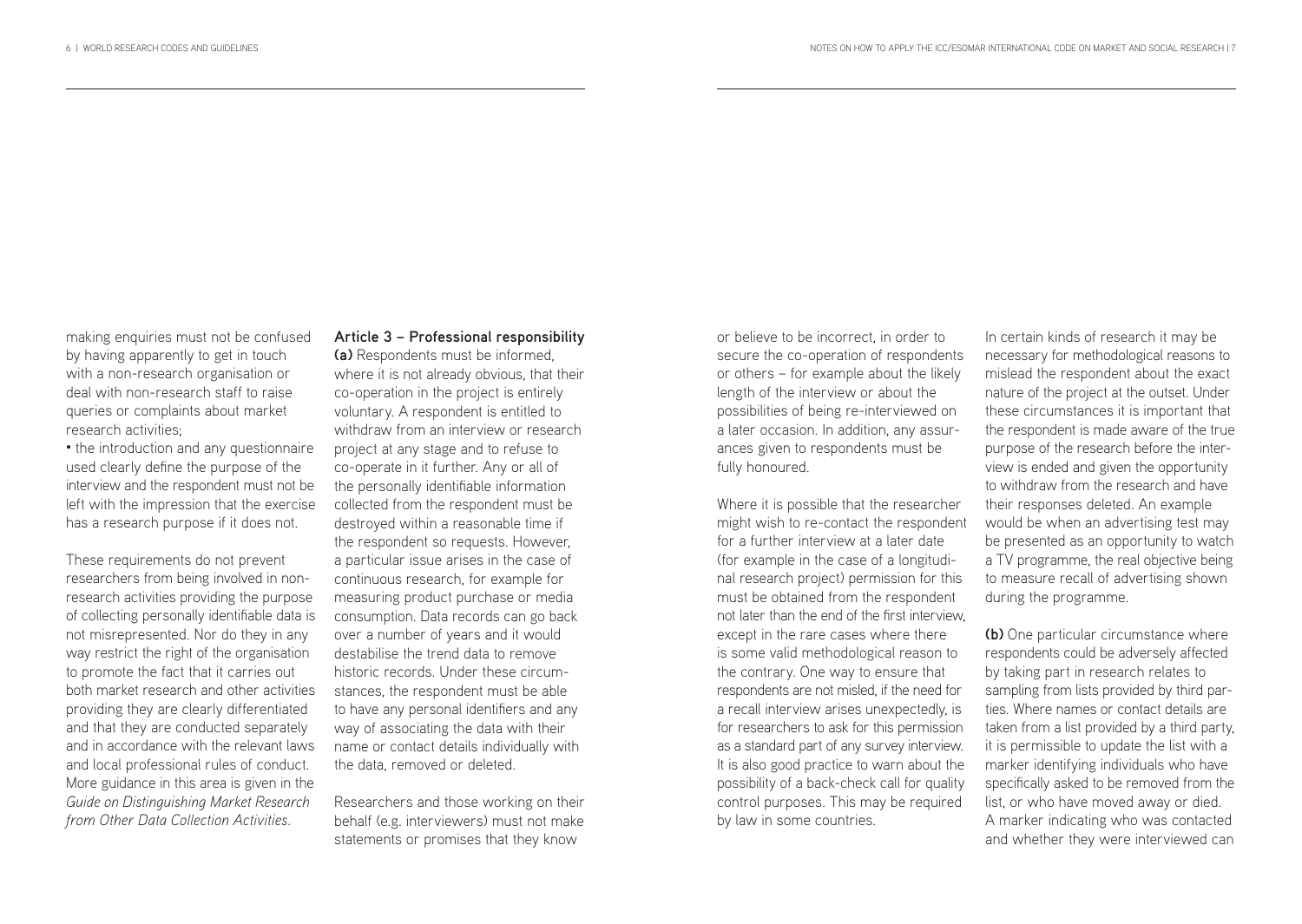making enquiries must not be confused by having apparently to get in touch with a non-research organisation or deal with non-research staff to raise queries or complaints about market research activities;

• the introduction and any questionnaire used clearly define the purpose of the interview and the respondent must not be left with the impression that the exercise has a research purpose if it does not.

These requirements do not prevent researchers from being involved in non-research activities providing the purpose of collecting personally identifiable data is not misrepresented. Nor do they in any way restrict the right of the organisation to promote the fact that it carries out both market research and other activities providing they are clearly differentiated and that they are conducted separately and in accordance with the relevant laws and local professional rules of conduct. More guidance in this area is given in the *Guide on Distinguishing Market Research from Other Data Collection Activities.*

**Article 3 – Professional responsibility**

**(a)** Respondents must be informed, where it is not already obvious, that their co-operation in the project is entirely voluntary. A respondent is entitled to withdraw from an interview or research project at any stage and to refuse to co-operate in it further. Any or all of the personally identifiable information collected from the respondent must be destroyed within a reasonable time if the respondent so requests. However, a particular issue arises in the case of continuous research, for example for measuring product purchase or media consumption. Data records can go back over a number of years and it would destabilise the trend data to remove historic records. Under these circumstances, the respondent must be able to have any personal identifiers and any way of associating the data with their name or contact details individually with the data, removed or deleted.

Researchers and those working on their behalf (e.g. interviewers) must not make statements or promises that they know or believe to be incorrect, in order to secure the co-operation of respondents or others – for example about the likely length of the interview or about the possibilities of being re-interviewed on a later occasion. In addition, any assurances given to respondents must be fully honoured.

Where it is possible that the researcher might wish to re-contact the respondent for a further interview at a later date (for example in the case of a longitudinal research project) permission for this must be obtained from the respondent not later than the end of the first interview, except in the rare cases where there is some valid methodological reason to the contrary. One way to ensure that respondents are not misled, if the need for a recall interview arises unexpectedly, is for researchers to ask for this permission as a standard part of any survey interview. It is also good practice to warn about the possibility of a back-check call for quality control purposes. This may be required by law in some countries.

In certain kinds of research it may be necessary for methodological reasons to mislead the respondent about the exact nature of the project at the outset. Under these circumstances it is important that the respondent is made aware of the true purpose of the research before the interview is ended and given the opportunity to withdraw from the research and have their responses deleted. An example would be when an advertising test may be presented as an opportunity to watch a TV programme, the real objective being to measure recall of advertising shown during the programme.

**(b)** One particular circumstance where respondents could be adversely affected by taking part in research relates to sampling from lists provided by third parties. Where names or contact details are taken from a list provided by a third party, it is permissible to update the list with a marker identifying individuals who have specifically asked to be removed from the list, or who have moved away or died. A marker indicating who was contacted and whether they were interviewed can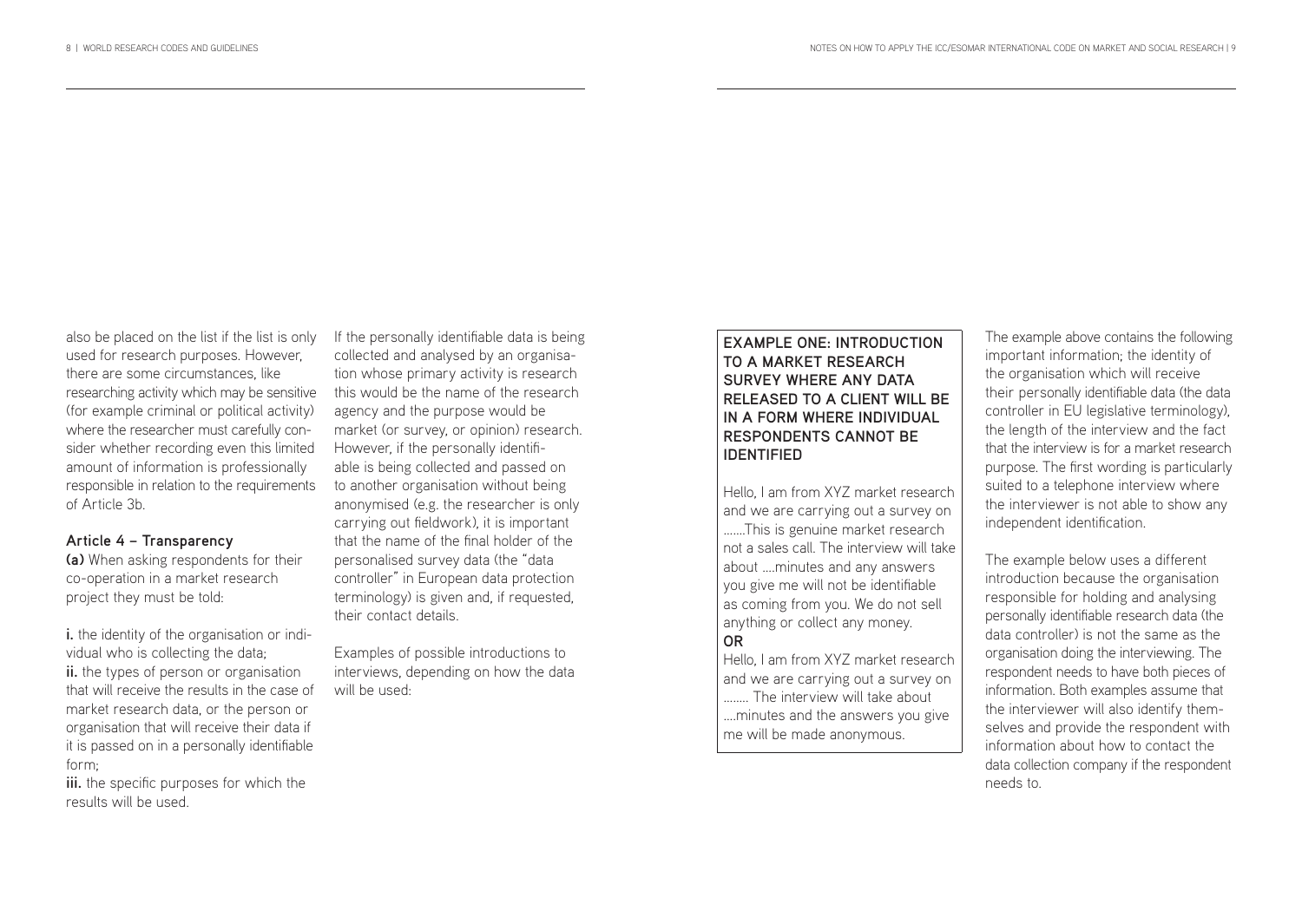also be placed on the list if the list is only used for research purposes. However, there are some circumstances, like researching activity which may be sensitive (for example criminal or political activity) where the researcher must carefully consider whether recording even this limited amount of information is professionally responsible in relation to the requirements of Article 3b.

**Article 4 – Transparency**

**(a)** When asking respondents for their co-operation in a market research project they must be told:

**i.** the identity of the organisation or individual who is collecting the data;
**ii.** the types of person or organisation that will receive the results in the case of market research data, or the person or organisation that will receive their data if it is passed on in a personally identifiable form;
**iii.** the specific purposes for which the results will be used.

If the personally identifiable data is being collected and analysed by an organisation whose primary activity is research this would be the name of the research agency and the purpose would be market (or survey, or opinion) research. However, if the personally identifiable is being collected and passed on to another organisation without being anonymised (e.g. the researcher is only carrying out fieldwork), it is important that the name of the final holder of the personalised survey data (the "data controller" in European data protection terminology) is given and, if requested, their contact details.

Examples of possible introductions to interviews, depending on how the data will be used:

**EXAMPLE ONE: INTRODUCTION TO A MARKET RESEARCH SURVEY WHERE ANY DATA RELEASED TO A CLIENT WILL BE IN A FORM WHERE INDIVIDUAL RESPONDENTS CANNOT BE IDENTIFIED**

Hello, I am from XYZ market research and we are carrying out a survey on .......This is genuine market research not a sales call. The interview will take about ....minutes and any answers you give me will not be identifiable as coming from you. We do not sell anything or collect any money.

**OR**

Hello, I am from XYZ market research and we are carrying out a survey on ........ The interview will take about ....minutes and the answers you give me will be made anonymous.

The example above contains the following important information; the identity of the organisation which will receive their personally identifiable data (the data controller in EU legislative terminology), the length of the interview and the fact that the interview is for a market research purpose. The first wording is particularly suited to a telephone interview where the interviewer is not able to show any independent identification.

The example below uses a different introduction because the organisation responsible for holding and analysing personally identifiable research data (the data controller) is not the same as the organisation doing the interviewing. The respondent needs to have both pieces of information. Both examples assume that the interviewer will also identify themselves and provide the respondent with information about how to contact the data collection company if the respondent needs to.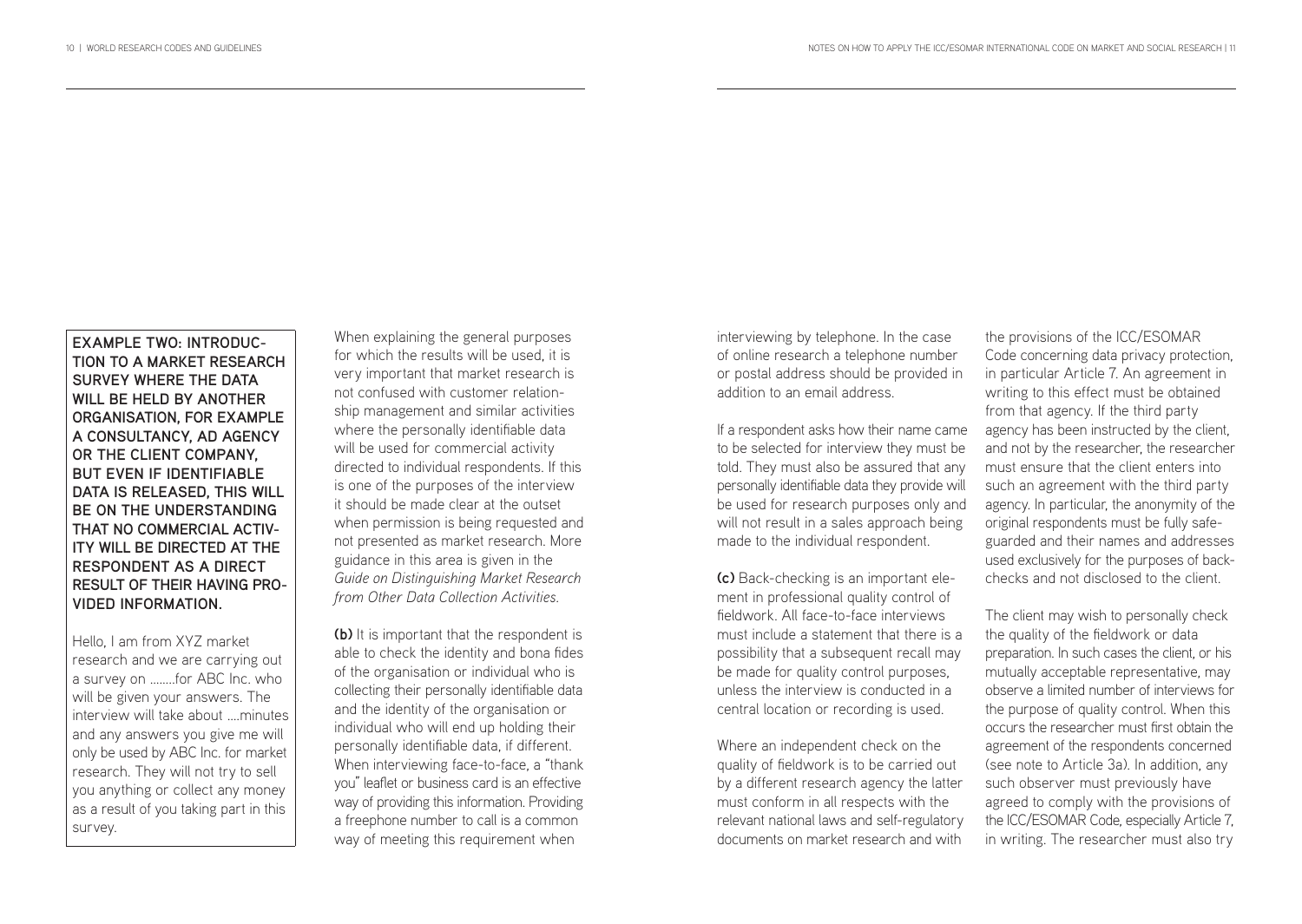**EXAMPLE TWO: INTRODUCTION TO A MARKET RESEARCH SURVEY WHERE THE DATA WILL BE HELD BY ANOTHER ORGANISATION, FOR EXAMPLE A CONSULTANCY, AD AGENCY OR THE CLIENT COMPANY, BUT EVEN IF IDENTIFIABLE DATA IS RELEASED, THIS WILL BE ON THE UNDERSTANDING THAT NO COMMERCIAL ACTIVITY WILL BE DIRECTED AT THE RESPONDENT AS A DIRECT RESULT OF THEIR HAVING PROVIDED INFORMATION.**

Hello, I am from XYZ market research and we are carrying out a survey on ........for ABC Inc. who will be given your answers. The interview will take about ....minutes and any answers you give me will only be used by ABC Inc. for market research. They will not try to sell you anything or collect any money as a result of you taking part in this survey.

When explaining the general purposes for which the results will be used, it is very important that market research is not confused with customer relationship management and similar activities where the personally identifiable data will be used for commercial activity directed to individual respondents. If this is one of the purposes of the interview it should be made clear at the outset when permission is being requested and not presented as market research. More guidance in this area is given in the *Guide on Distinguishing Market Research from Other Data Collection Activities*.

**(b)** It is important that the respondent is able to check the identity and bona fides of the organisation or individual who is collecting their personally identifiable data and the identity of the organisation or individual who will end up holding their personally identifiable data, if different. When interviewing face-to-face, a "thank you" leaflet or business card is an effective way of providing this information. Providing a freephone number to call is a common way of meeting this requirement when interviewing by telephone. In the case of online research a telephone number or postal address should be provided in addition to an email address.

If a respondent asks how their name came to be selected for interview they must be told. They must also be assured that any personally identifiable data they provide will be used for research purposes only and will not result in a sales approach being made to the individual respondent.

**(c)** Back-checking is an important element in professional quality control of fieldwork. All face-to-face interviews must include a statement that there is a possibility that a subsequent recall may be made for quality control purposes, unless the interview is conducted in a central location or recording is used.

Where an independent check on the quality of fieldwork is to be carried out by a different research agency the latter must conform in all respects with the relevant national laws and self-regulatory documents on market research and with the provisions of the ICC/ESOMAR Code concerning data privacy protection, in particular Article 7. An agreement in writing to this effect must be obtained from that agency. If the third party agency has been instructed by the client, and not by the researcher, the researcher must ensure that the client enters into such an agreement with the third party agency. In particular, the anonymity of the original respondents must be fully safeguarded and their names and addresses used exclusively for the purposes of back-checks and not disclosed to the client.

The client may wish to personally check the quality of the fieldwork or data preparation. In such cases the client, or his mutually acceptable representative, may observe a limited number of interviews for the purpose of quality control. When this occurs the researcher must first obtain the agreement of the respondents concerned (see note to Article 3a). In addition, any such observer must previously have agreed to comply with the provisions of the ICC/ESOMAR Code, especially Article 7, in writing. The researcher must also try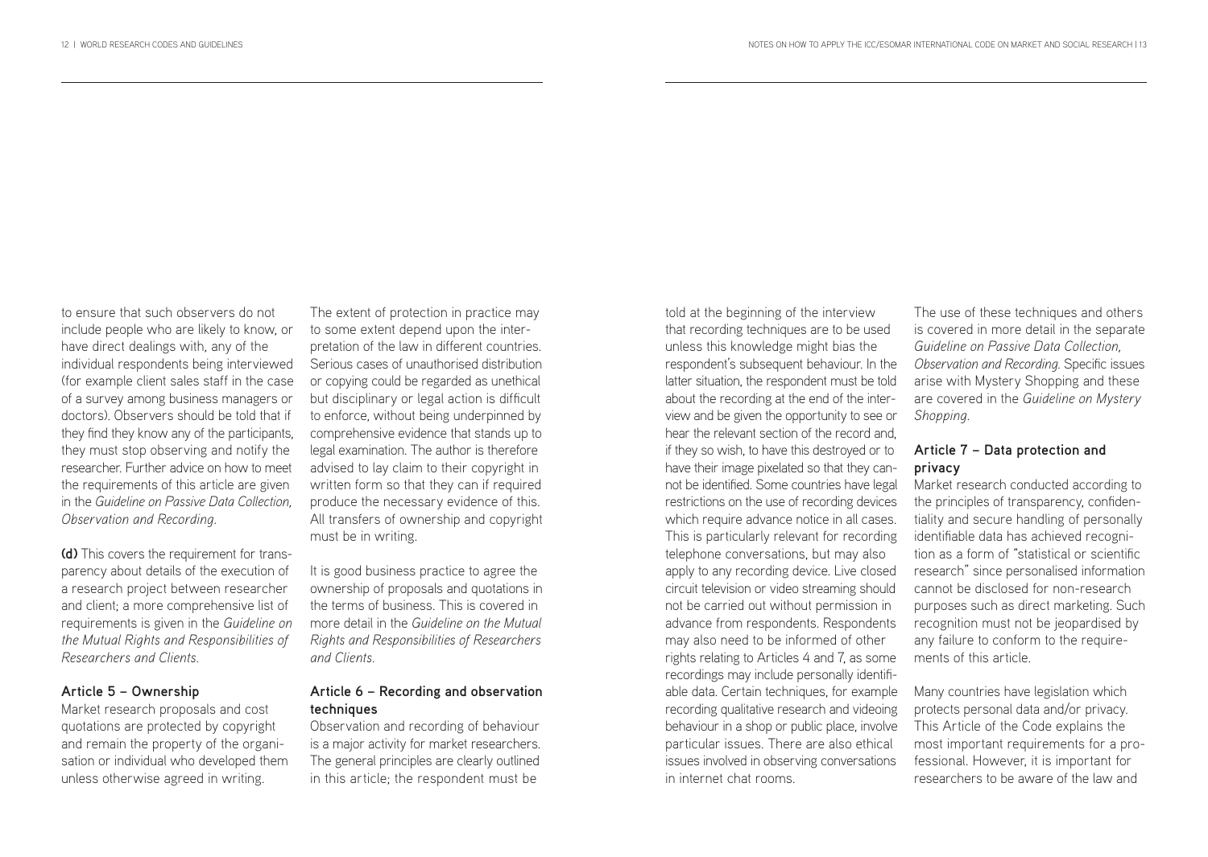to ensure that such observers do not include people who are likely to know, or have direct dealings with, any of the individual respondents being interviewed (for example client sales staff in the case of a survey among business managers or doctors). Observers should be told that if they find they know any of the participants, they must stop observing and notify the researcher. Further advice on how to meet the requirements of this article are given in the *Guideline on Passive Data Collection, Observation and Recording*.

**(d)** This covers the requirement for transparency about details of the execution of a research project between researcher and client; a more comprehensive list of requirements is given in the *Guideline on the Mutual Rights and Responsibilities of Researchers and Clients*.

### Article 5 – Ownership

Market research proposals and cost quotations are protected by copyright and remain the property of the organisation or individual who developed them unless otherwise agreed in writing.

The extent of protection in practice may to some extent depend upon the interpretation of the law in different countries. Serious cases of unauthorised distribution or copying could be regarded as unethical but disciplinary or legal action is difficult to enforce, without being underpinned by comprehensive evidence that stands up to legal examination. The author is therefore advised to lay claim to their copyright in written form so that they can if required produce the necessary evidence of this. All transfers of ownership and copyright must be in writing.

It is good business practice to agree the ownership of proposals and quotations in the terms of business. This is covered in more detail in the *Guideline on the Mutual Rights and Responsibilities of Researchers and Clients*.

### Article 6 – Recording and observation techniques

Observation and recording of behaviour is a major activity for market researchers. The general principles are clearly outlined in this article; the respondent must be told at the beginning of the interview that recording techniques are to be used unless this knowledge might bias the respondent's subsequent behaviour. In the latter situation, the respondent must be told about the recording at the end of the interview and be given the opportunity to see or hear the relevant section of the record and, if they so wish, to have this destroyed or to have their image pixelated so that they cannot be identified. Some countries have legal restrictions on the use of recording devices which require advance notice in all cases. This is particularly relevant for recording telephone conversations, but may also apply to any recording device. Live closed circuit television or video streaming should not be carried out without permission in advance from respondents. Respondents may also need to be informed of other rights relating to Articles 4 and 7, as some recordings may include personally identifiable data. Certain techniques, for example recording qualitative research and videoing behaviour in a shop or public place, involve particular issues. There are also ethical issues involved in observing conversations in internet chat rooms.

The use of these techniques and others is covered in more detail in the separate *Guideline on Passive Data Collection, Observation and Recording*. Specific issues arise with Mystery Shopping and these are covered in the *Guideline on Mystery Shopping*.

### Article 7 – Data protection and privacy

Market research conducted according to the principles of transparency, confidentiality and secure handling of personally identifiable data has achieved recognition as a form of "statistical or scientific research" since personalised information cannot be disclosed for non-research purposes such as direct marketing. Such recognition must not be jeopardised by any failure to conform to the requirements of this article.

Many countries have legislation which protects personal data and/or privacy. This Article of the Code explains the most important requirements for a professional. However, it is important for researchers to be aware of the law and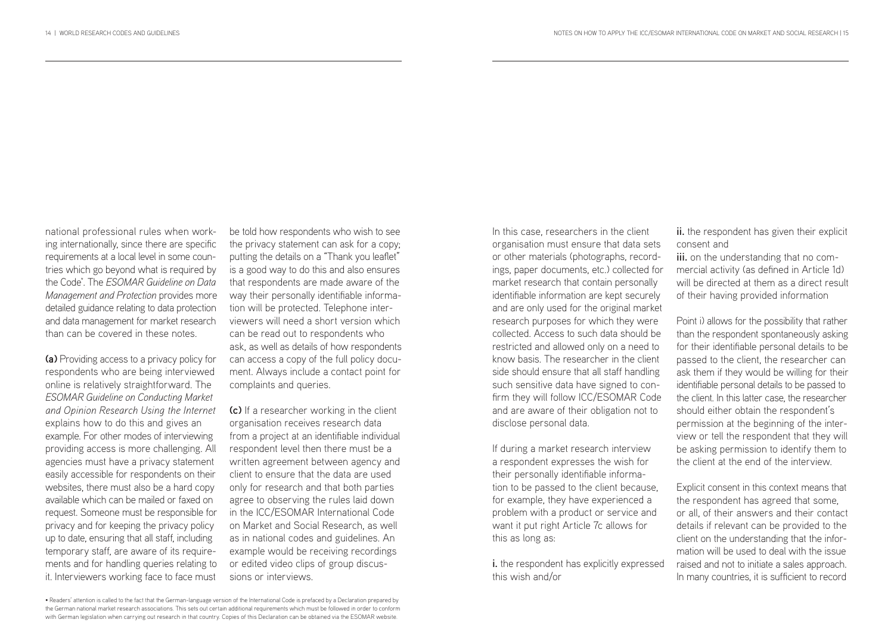national professional rules when working internationally, since there are specific requirements at a local level in some countries which go beyond what is required by the Code*. The *ESOMAR Guideline on Data Management and Protection* provides more detailed guidance relating to data protection and data management for market research than can be covered in these notes.

**(a)** Providing access to a privacy policy for respondents who are being interviewed online is relatively straightforward. The *ESOMAR Guideline on Conducting Market and Opinion Research Using the Internet* explains how to do this and gives an example. For other modes of interviewing providing access is more challenging. All agencies must have a privacy statement easily accessible for respondents on their websites, there must also be a hard copy available which can be mailed or faxed on request. Someone must be responsible for privacy and for keeping the privacy policy up to date, ensuring that all staff, including temporary staff, are aware of its requirements and for handling queries relating to it. Interviewers working face to face must be told how respondents who wish to see the privacy statement can ask for a copy; putting the details on a "Thank you leaflet" is a good way to do this and also ensures that respondents are made aware of the way their personally identifiable information will be protected. Telephone interviewers will need a short version which can be read out to respondents who ask, as well as details of how respondents can access a copy of the full policy document. Always include a contact point for complaints and queries.

**(c)** If a researcher working in the client organisation receives research data from a project at an identifiable individual respondent level then there must be a written agreement between agency and client to ensure that the data are used only for research and that both parties agree to observing the rules laid down in the ICC/ESOMAR International Code on Market and Social Research, as well as in national codes and guidelines. An example would be receiving recordings or edited video clips of group discussions or interviews.

In this case, researchers in the client organisation must ensure that data sets or other materials (photographs, recordings, paper documents, etc.) collected for market research that contain personally identifiable information are kept securely and are only used for the original market research purposes for which they were collected. Access to such data should be restricted and allowed only on a need to know basis. The researcher in the client side should ensure that all staff handling such sensitive data have signed to confirm they will follow ICC/ESOMAR Code and are aware of their obligation not to disclose personal data.

If during a market research interview a respondent expresses the wish for their personally identifiable information to be passed to the client because, for example, they have experienced a problem with a product or service and want it put right Article 7c allows for this as long as:

**i.** the respondent has explicitly expressed this wish and/or

**ii.** the respondent has given their explicit consent and

**iii.** on the understanding that no commercial activity (as defined in Article 1d) will be directed at them as a direct result of their having provided information

Point i) allows for the possibility that rather than the respondent spontaneously asking for their identifiable personal details to be passed to the client, the researcher can ask them if they would be willing for their identifiable personal details to be passed to the client. In this latter case, the researcher should either obtain the respondent's permission at the beginning of the interview or tell the respondent that they will be asking permission to identify them to the client at the end of the interview.

Explicit consent in this context means that the respondent has agreed that some, or all, of their answers and their contact details if relevant can be provided to the client on the understanding that the information will be used to deal with the issue raised and not to initiate a sales approach. In many countries, it is sufficient to record

* Readers' attention is called to the fact that the German-language version of the International Code is prefaced by a Declaration prepared by the German national market research associations. This sets out certain additional requirements which must be followed in order to conform with German legislation when carrying out research in that country. Copies of this Declaration can be obtained via the ESOMAR website.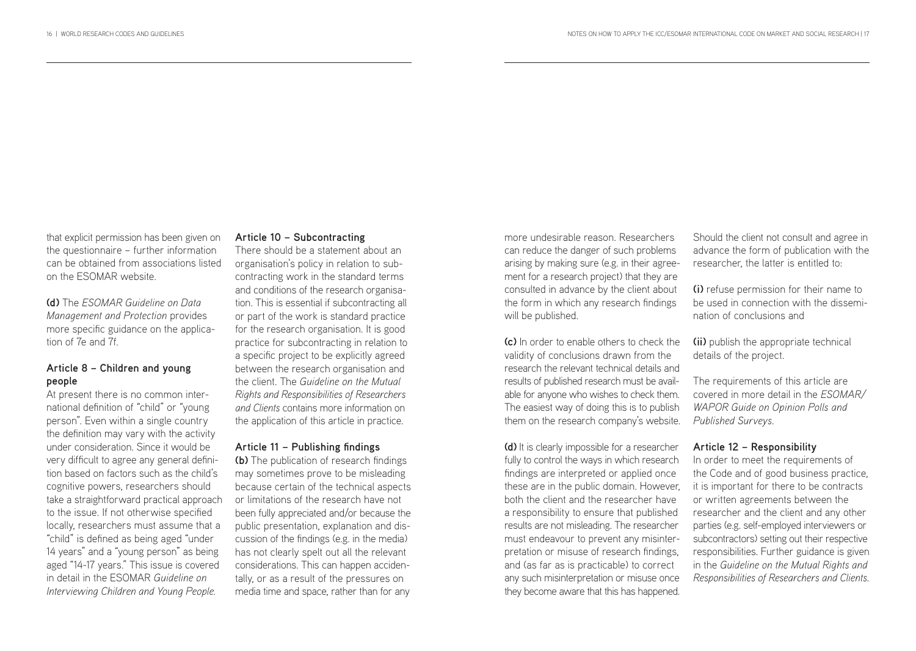that explicit permission has been given on the questionnaire – further information can be obtained from associations listed on the ESOMAR website.

**(d)** The *ESOMAR Guideline on Data Management and Protection* provides more specific guidance on the application of 7e and 7f.

### Article 8 – Children and young people

At present there is no common international definition of "child" or "young person". Even within a single country the definition may vary with the activity under consideration. Since it would be very difficult to agree any general definition based on factors such as the child's cognitive powers, researchers should take a straightforward practical approach to the issue. If not otherwise specified locally, researchers must assume that a "child" is defined as being aged "under 14 years" and a "young person" as being aged "14-17 years." This issue is covered in detail in the ESOMAR *Guideline on Interviewing Children and Young People.*

### Article 10 – Subcontracting

There should be a statement about an organisation's policy in relation to subcontracting work in the standard terms and conditions of the research organisation. This is essential if subcontracting all or part of the work is standard practice for the research organisation. It is good practice for subcontracting in relation to a specific project to be explicitly agreed between the research organisation and the client. The *Guideline on the Mutual Rights and Responsibilities of Researchers and Clients* contains more information on the application of this article in practice.

### Article 11 – Publishing findings

**(b)** The publication of research findings may sometimes prove to be misleading because certain of the technical aspects or limitations of the research have not been fully appreciated and/or because the public presentation, explanation and discussion of the findings (e.g. in the media) has not clearly spelt out all the relevant considerations. This can happen accidentally, or as a result of the pressures on media time and space, rather than for any more undesirable reason. Researchers can reduce the danger of such problems arising by making sure (e.g. in their agreement for a research project) that they are consulted in advance by the client about the form in which any research findings will be published.

**(c)** In order to enable others to check the validity of conclusions drawn from the research the relevant technical details and results of published research must be available for anyone who wishes to check them. The easiest way of doing this is to publish them on the research company's website.

**(d)** It is clearly impossible for a researcher fully to control the ways in which research findings are interpreted or applied once these are in the public domain. However, both the client and the researcher have a responsibility to ensure that published results are not misleading. The researcher must endeavour to prevent any misinterpretation or misuse of research findings, and (as far as is practicable) to correct any such misinterpretation or misuse once they become aware that this has happened.

Should the client not consult and agree in advance the form of publication with the researcher, the latter is entitled to:

**(i)** refuse permission for their name to be used in connection with the dissemination of conclusions and

**(ii)** publish the appropriate technical details of the project.

The requirements of this article are covered in more detail in the *ESOMAR/WAPOR Guide on Opinion Polls and Published Surveys.*

### Article 12 – Responsibility

In order to meet the requirements of the Code and of good business practice, it is important for there to be contracts or written agreements between the researcher and the client and any other parties (e.g. self-employed interviewers or subcontractors) setting out their respective responsibilities. Further guidance is given in the *Guideline on the Mutual Rights and Responsibilities of Researchers and Clients.*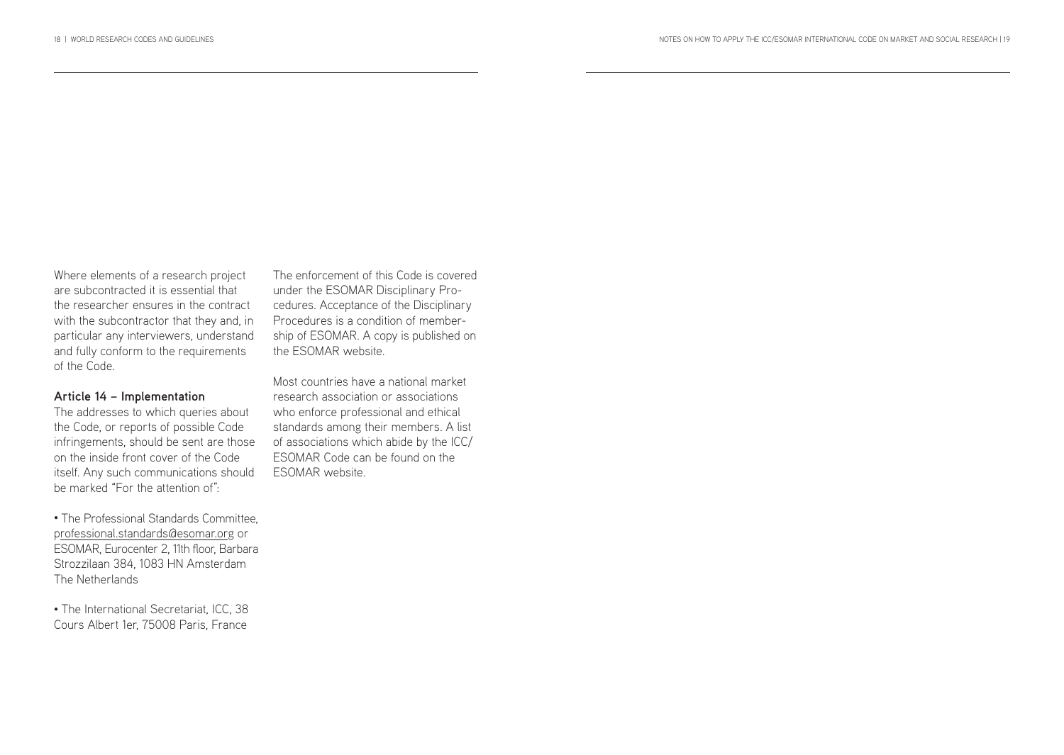Where elements of a research project are subcontracted it is essential that the researcher ensures in the contract with the subcontractor that they and, in particular any interviewers, understand and fully conform to the requirements of the Code.

**Article 14 – Implementation**

The addresses to which queries about the Code, or reports of possible Code infringements, should be sent are those on the inside front cover of the Code itself. Any such communications should be marked "For the attention of":

- The Professional Standards Committee, professional.standards@esomar.org or ESOMAR, Eurocenter 2, 11th floor, Barbara Strozzilaan 384, 1083 HN Amsterdam The Netherlands

- The International Secretariat, ICC, 38 Cours Albert 1er, 75008 Paris, France

The enforcement of this Code is covered under the ESOMAR Disciplinary Procedures. Acceptance of the Disciplinary Procedures is a condition of membership of ESOMAR. A copy is published on the ESOMAR website.

Most countries have a national market research association or associations who enforce professional and ethical standards among their members. A list of associations which abide by the ICC/ESOMAR Code can be found on the ESOMAR website.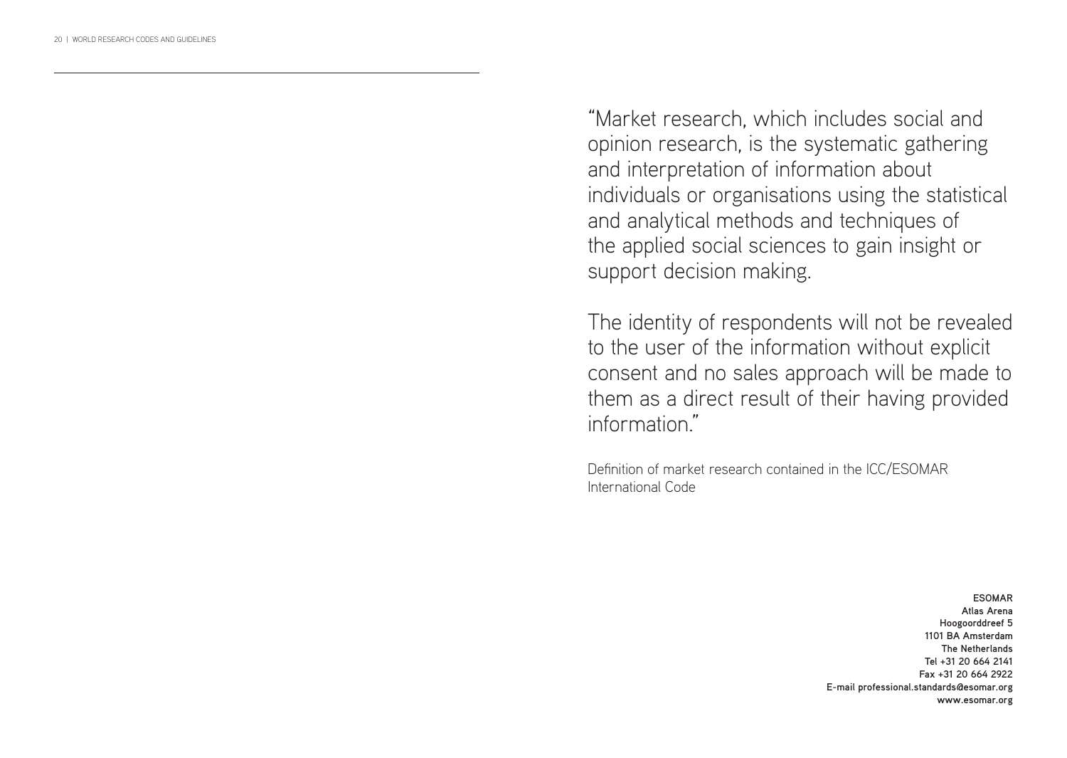"Market research, which includes social and opinion research, is the systematic gathering and interpretation of information about individuals or organisations using the statistical and analytical methods and techniques of the applied social sciences to gain insight or support decision making.

The identity of respondents will not be revealed to the user of the information without explicit consent and no sales approach will be made to them as a direct result of their having provided information."

Definition of market research contained in the ICC/ESOMAR International Code

**ESOMAR**
**Atlas Arena**
**Hoogoorddreef 5**
**1101 BA Amsterdam**
**The Netherlands**
**Tel +31 20 664 2141**
**Fax +31 20 664 2922**
**E-mail professional.standards@esomar.org**
**www.esomar.org**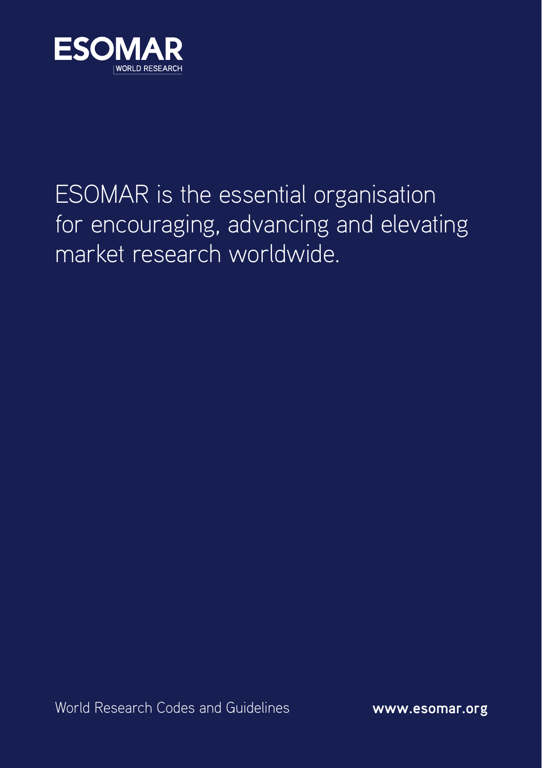ESOMAR

WORLD RESEARCH

ESOMAR is the essential organisation for encouraging, advancing and elevating market research worldwide.

World Research Codes and Guidelines

**www.esomar.org**